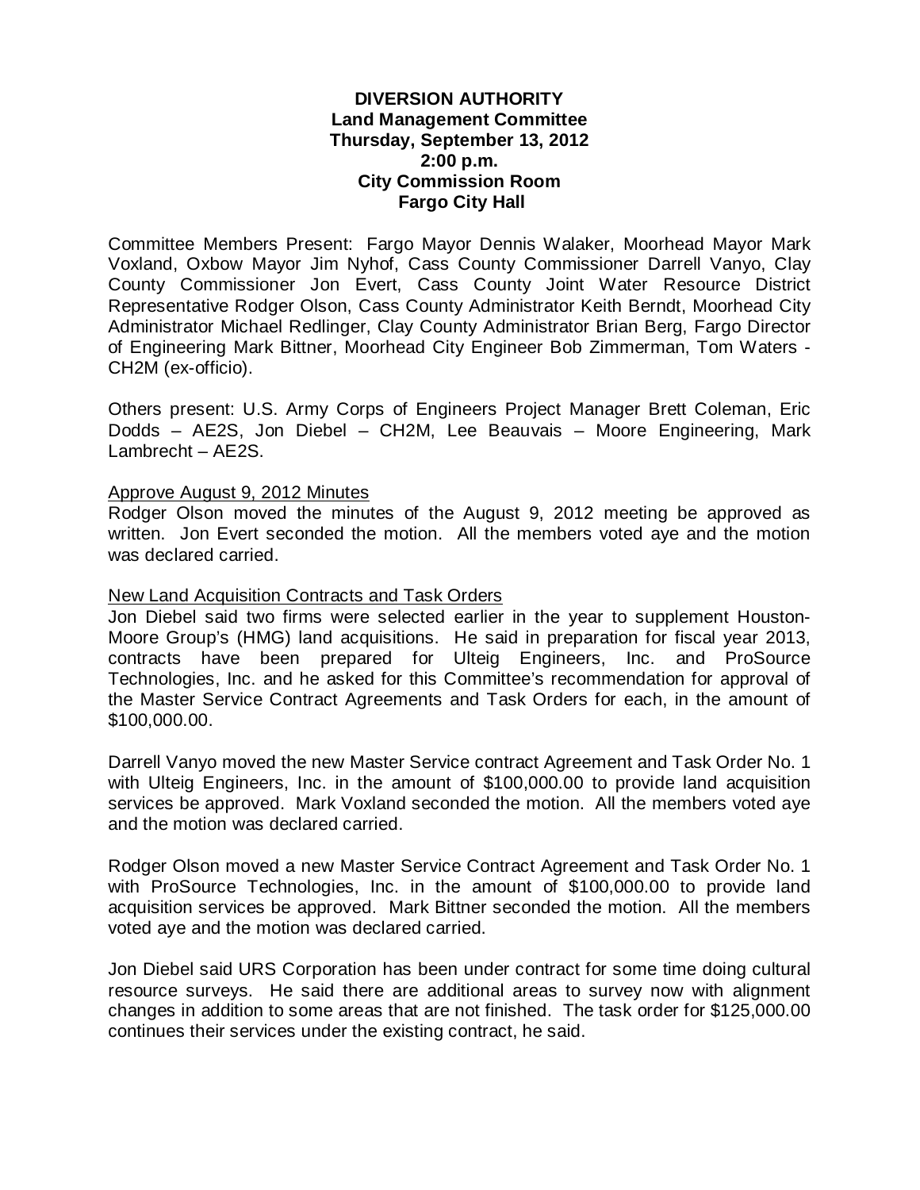**DIVERSION AUTHORITY**
**Land Management Committee**
**Thursday, September 13, 2012**
**2:00 p.m.**
**City Commission Room**
**Fargo City Hall**

Committee Members Present: Fargo Mayor Dennis Walaker, Moorhead Mayor Mark Voxland, Oxbow Mayor Jim Nyhof, Cass County Commissioner Darrell Vanyo, Clay County Commissioner Jon Evert, Cass County Joint Water Resource District Representative Rodger Olson, Cass County Administrator Keith Berndt, Moorhead City Administrator Michael Redlinger, Clay County Administrator Brian Berg, Fargo Director of Engineering Mark Bittner, Moorhead City Engineer Bob Zimmerman, Tom Waters - CH2M (ex-officio).

Others present: U.S. Army Corps of Engineers Project Manager Brett Coleman, Eric Dodds – AE2S, Jon Diebel – CH2M, Lee Beauvais – Moore Engineering, Mark Lambrecht – AE2S.

Approve August 9, 2012 Minutes

Rodger Olson moved the minutes of the August 9, 2012 meeting be approved as written. Jon Evert seconded the motion. All the members voted aye and the motion was declared carried.

New Land Acquisition Contracts and Task Orders

Jon Diebel said two firms were selected earlier in the year to supplement Houston-Moore Group's (HMG) land acquisitions. He said in preparation for fiscal year 2013, contracts have been prepared for Ulteig Engineers, Inc. and ProSource Technologies, Inc. and he asked for this Committee's recommendation for approval of the Master Service Contract Agreements and Task Orders for each, in the amount of $100,000.00.

Darrell Vanyo moved the new Master Service contract Agreement and Task Order No. 1 with Ulteig Engineers, Inc. in the amount of $100,000.00 to provide land acquisition services be approved. Mark Voxland seconded the motion. All the members voted aye and the motion was declared carried.

Rodger Olson moved a new Master Service Contract Agreement and Task Order No. 1 with ProSource Technologies, Inc. in the amount of $100,000.00 to provide land acquisition services be approved. Mark Bittner seconded the motion. All the members voted aye and the motion was declared carried.

Jon Diebel said URS Corporation has been under contract for some time doing cultural resource surveys. He said there are additional areas to survey now with alignment changes in addition to some areas that are not finished. The task order for $125,000.00 continues their services under the existing contract, he said.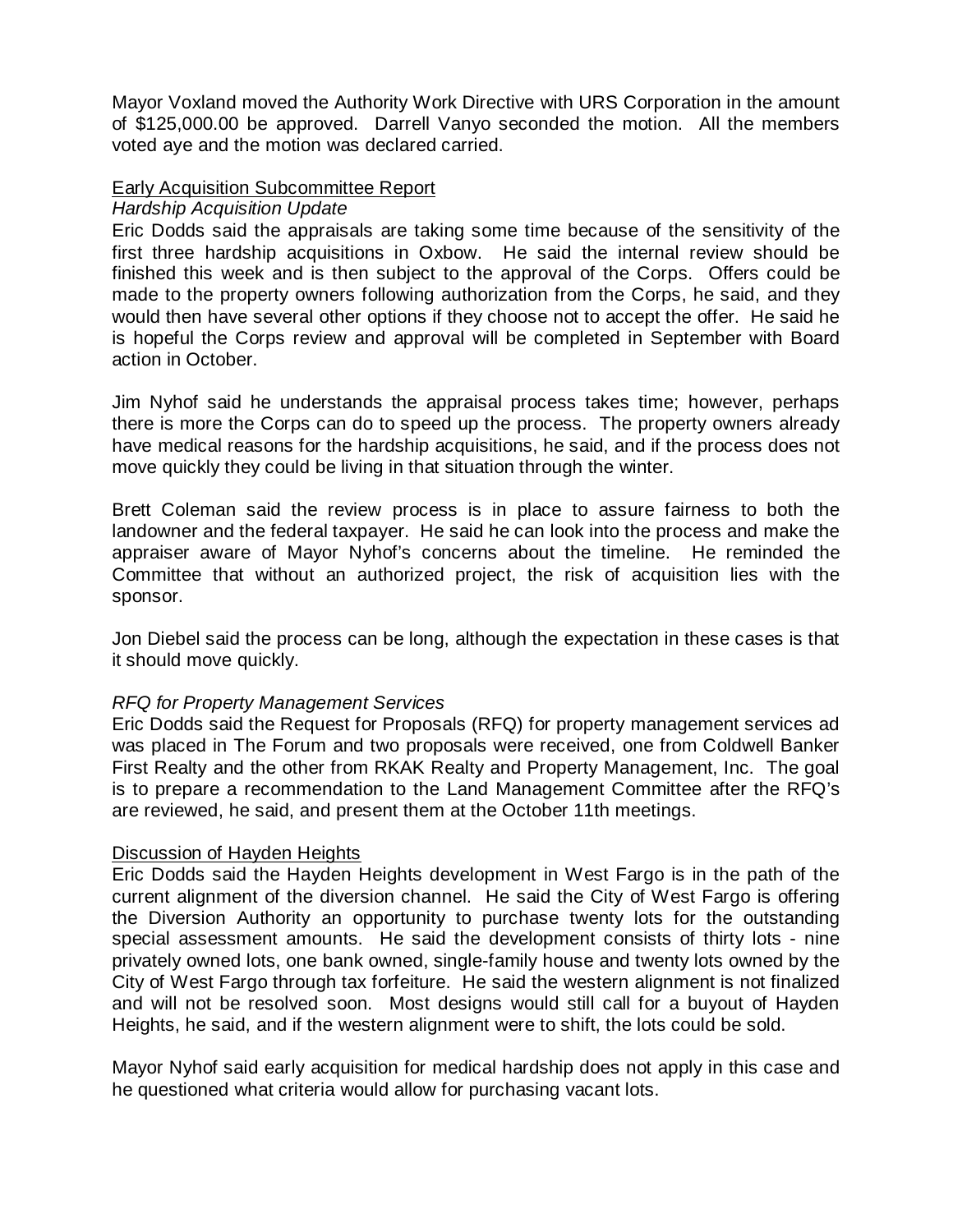Mayor Voxland moved the Authority Work Directive with URS Corporation in the amount of $125,000.00 be approved. Darrell Vanyo seconded the motion. All the members voted aye and the motion was declared carried.

## Early Acquisition Subcommittee Report

### *Hardship Acquisition Update*

Eric Dodds said the appraisals are taking some time because of the sensitivity of the first three hardship acquisitions in Oxbow. He said the internal review should be finished this week and is then subject to the approval of the Corps. Offers could be made to the property owners following authorization from the Corps, he said, and they would then have several other options if they choose not to accept the offer. He said he is hopeful the Corps review and approval will be completed in September with Board action in October.

Jim Nyhof said he understands the appraisal process takes time; however, perhaps there is more the Corps can do to speed up the process. The property owners already have medical reasons for the hardship acquisitions, he said, and if the process does not move quickly they could be living in that situation through the winter.

Brett Coleman said the review process is in place to assure fairness to both the landowner and the federal taxpayer. He said he can look into the process and make the appraiser aware of Mayor Nyhof's concerns about the timeline. He reminded the Committee that without an authorized project, the risk of acquisition lies with the sponsor.

Jon Diebel said the process can be long, although the expectation in these cases is that it should move quickly.

### *RFQ for Property Management Services*

Eric Dodds said the Request for Proposals (RFQ) for property management services ad was placed in The Forum and two proposals were received, one from Coldwell Banker First Realty and the other from RKAK Realty and Property Management, Inc. The goal is to prepare a recommendation to the Land Management Committee after the RFQ's are reviewed, he said, and present them at the October 11th meetings.

## Discussion of Hayden Heights

Eric Dodds said the Hayden Heights development in West Fargo is in the path of the current alignment of the diversion channel. He said the City of West Fargo is offering the Diversion Authority an opportunity to purchase twenty lots for the outstanding special assessment amounts. He said the development consists of thirty lots - nine privately owned lots, one bank owned, single-family house and twenty lots owned by the City of West Fargo through tax forfeiture. He said the western alignment is not finalized and will not be resolved soon. Most designs would still call for a buyout of Hayden Heights, he said, and if the western alignment were to shift, the lots could be sold.

Mayor Nyhof said early acquisition for medical hardship does not apply in this case and he questioned what criteria would allow for purchasing vacant lots.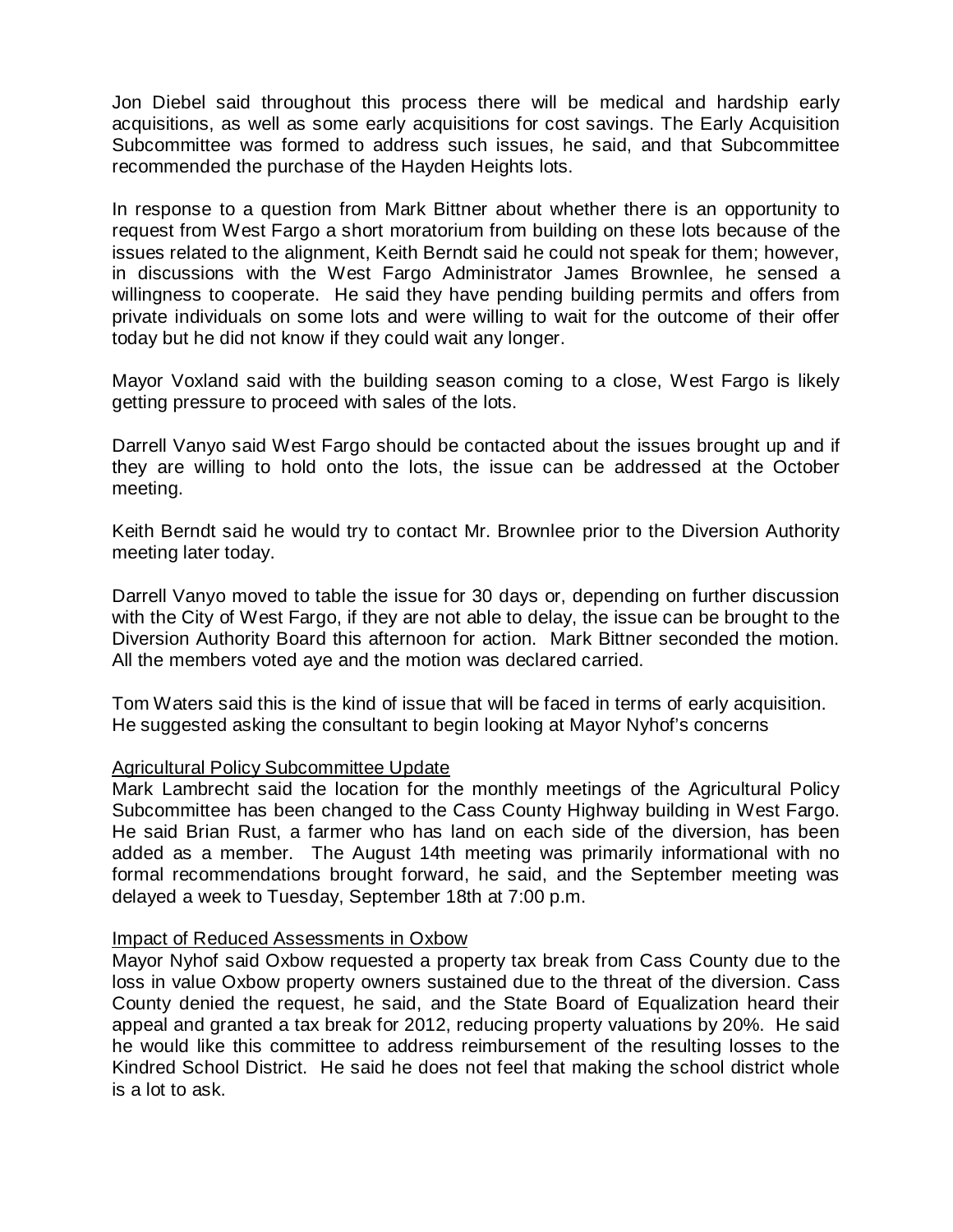Jon Diebel said throughout this process there will be medical and hardship early acquisitions, as well as some early acquisitions for cost savings. The Early Acquisition Subcommittee was formed to address such issues, he said, and that Subcommittee recommended the purchase of the Hayden Heights lots.

In response to a question from Mark Bittner about whether there is an opportunity to request from West Fargo a short moratorium from building on these lots because of the issues related to the alignment, Keith Berndt said he could not speak for them; however, in discussions with the West Fargo Administrator James Brownlee, he sensed a willingness to cooperate. He said they have pending building permits and offers from private individuals on some lots and were willing to wait for the outcome of their offer today but he did not know if they could wait any longer.

Mayor Voxland said with the building season coming to a close, West Fargo is likely getting pressure to proceed with sales of the lots.

Darrell Vanyo said West Fargo should be contacted about the issues brought up and if they are willing to hold onto the lots, the issue can be addressed at the October meeting.

Keith Berndt said he would try to contact Mr. Brownlee prior to the Diversion Authority meeting later today.

Darrell Vanyo moved to table the issue for 30 days or, depending on further discussion with the City of West Fargo, if they are not able to delay, the issue can be brought to the Diversion Authority Board this afternoon for action. Mark Bittner seconded the motion. All the members voted aye and the motion was declared carried.

Tom Waters said this is the kind of issue that will be faced in terms of early acquisition. He suggested asking the consultant to begin looking at Mayor Nyhof's concerns

<u>Agricultural Policy Subcommittee Update</u>

Mark Lambrecht said the location for the monthly meetings of the Agricultural Policy Subcommittee has been changed to the Cass County Highway building in West Fargo. He said Brian Rust, a farmer who has land on each side of the diversion, has been added as a member. The August 14th meeting was primarily informational with no formal recommendations brought forward, he said, and the September meeting was delayed a week to Tuesday, September 18th at 7:00 p.m.

<u>Impact of Reduced Assessments in Oxbow</u>

Mayor Nyhof said Oxbow requested a property tax break from Cass County due to the loss in value Oxbow property owners sustained due to the threat of the diversion. Cass County denied the request, he said, and the State Board of Equalization heard their appeal and granted a tax break for 2012, reducing property valuations by 20%. He said he would like this committee to address reimbursement of the resulting losses to the Kindred School District. He said he does not feel that making the school district whole is a lot to ask.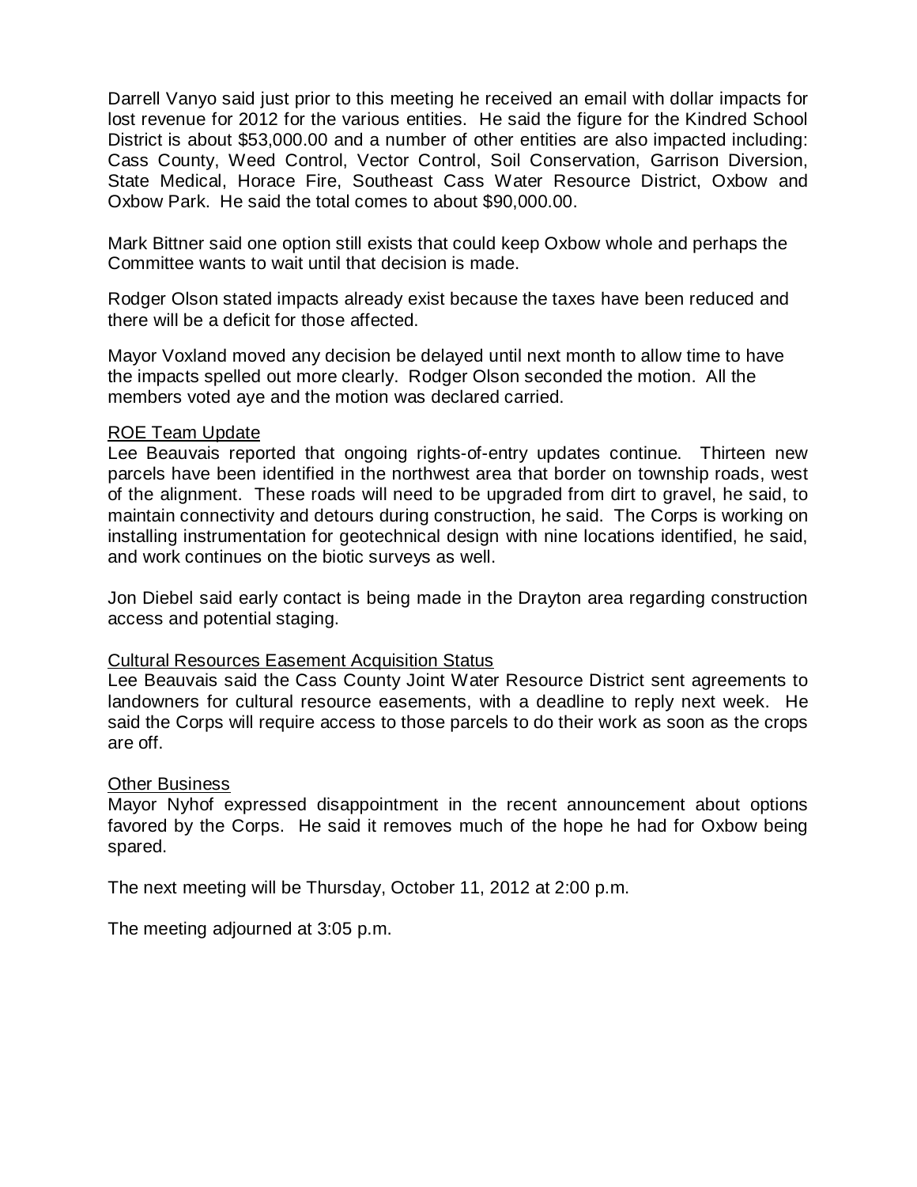Darrell Vanyo said just prior to this meeting he received an email with dollar impacts for lost revenue for 2012 for the various entities. He said the figure for the Kindred School District is about $53,000.00 and a number of other entities are also impacted including: Cass County, Weed Control, Vector Control, Soil Conservation, Garrison Diversion, State Medical, Horace Fire, Southeast Cass Water Resource District, Oxbow and Oxbow Park. He said the total comes to about $90,000.00.

Mark Bittner said one option still exists that could keep Oxbow whole and perhaps the Committee wants to wait until that decision is made.

Rodger Olson stated impacts already exist because the taxes have been reduced and there will be a deficit for those affected.

Mayor Voxland moved any decision be delayed until next month to allow time to have the impacts spelled out more clearly. Rodger Olson seconded the motion. All the members voted aye and the motion was declared carried.

ROE Team Update

Lee Beauvais reported that ongoing rights-of-entry updates continue. Thirteen new parcels have been identified in the northwest area that border on township roads, west of the alignment. These roads will need to be upgraded from dirt to gravel, he said, to maintain connectivity and detours during construction, he said. The Corps is working on installing instrumentation for geotechnical design with nine locations identified, he said, and work continues on the biotic surveys as well.

Jon Diebel said early contact is being made in the Drayton area regarding construction access and potential staging.

Cultural Resources Easement Acquisition Status

Lee Beauvais said the Cass County Joint Water Resource District sent agreements to landowners for cultural resource easements, with a deadline to reply next week. He said the Corps will require access to those parcels to do their work as soon as the crops are off.

Other Business

Mayor Nyhof expressed disappointment in the recent announcement about options favored by the Corps. He said it removes much of the hope he had for Oxbow being spared.

The next meeting will be Thursday, October 11, 2012 at 2:00 p.m.

The meeting adjourned at 3:05 p.m.